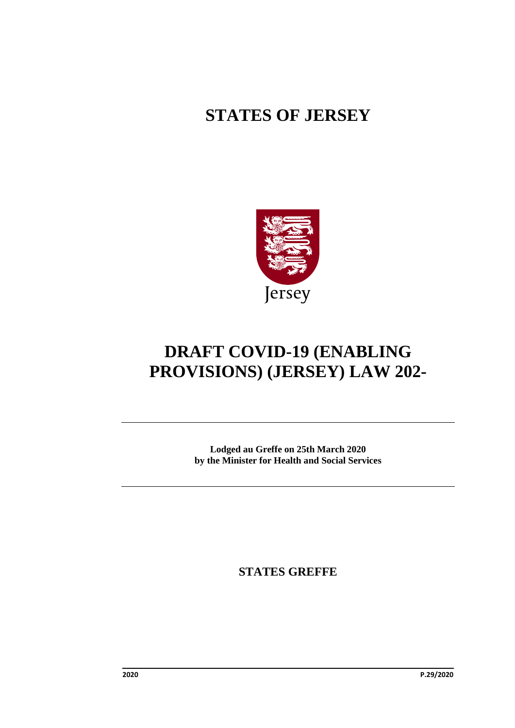# STATES OF JERSEY

Jersey

# DRAFT COVID-19 (ENABLING PROVISIONS) (JERSEY) LAW 202-

**Lodged au Greffe on 25th March 2020**
**by the Minister for Health and Social Services**

**STATES GREFFE**

**2020** **P.29/2020**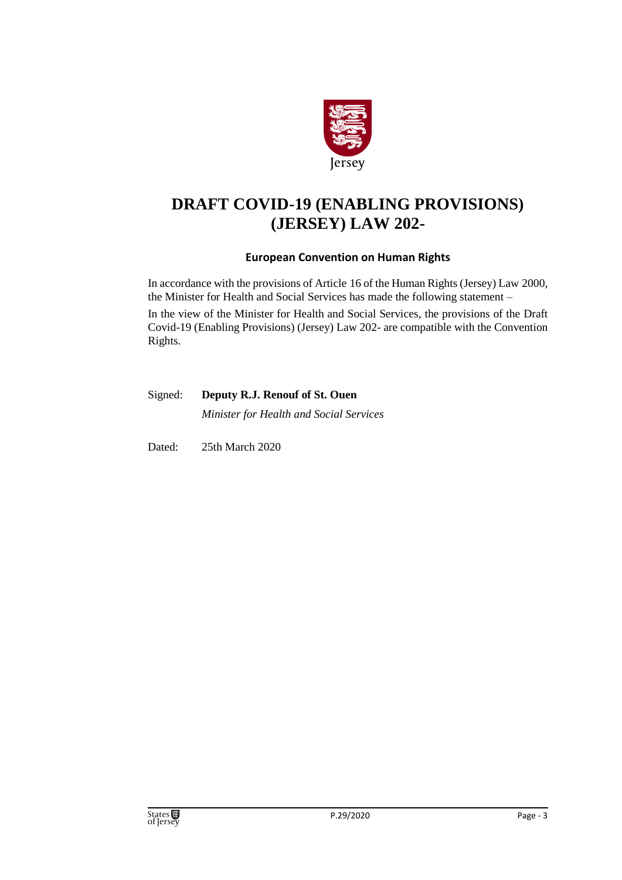Jersey

# DRAFT COVID-19 (ENABLING PROVISIONS) (JERSEY) LAW 202-

## European Convention on Human Rights

In accordance with the provisions of Article 16 of the Human Rights (Jersey) Law 2000, the Minister for Health and Social Services has made the following statement –

In the view of the Minister for Health and Social Services, the provisions of the Draft Covid-19 (Enabling Provisions) (Jersey) Law 202- are compatible with the Convention Rights.

Signed: **Deputy R.J. Renouf of St. Ouen**

*Minister for Health and Social Services*

Dated: 25th March 2020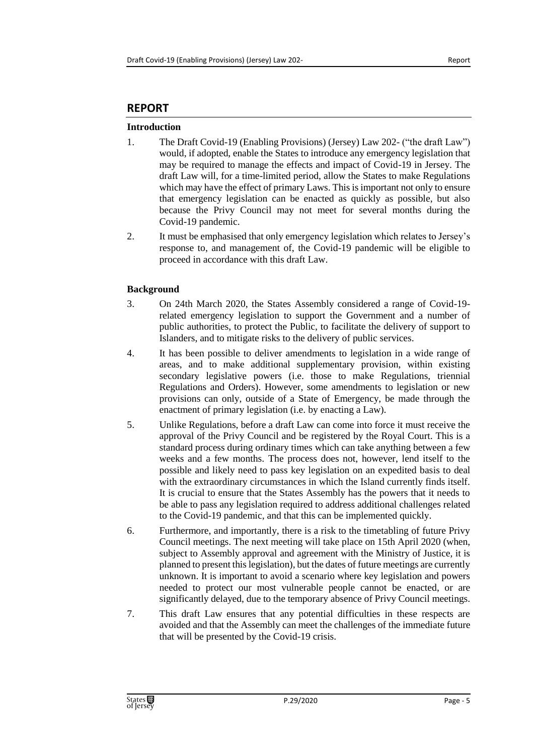## REPORT

### Introduction

1. The Draft Covid-19 (Enabling Provisions) (Jersey) Law 202- ("the draft Law") would, if adopted, enable the States to introduce any emergency legislation that may be required to manage the effects and impact of Covid-19 in Jersey. The draft Law will, for a time-limited period, allow the States to make Regulations which may have the effect of primary Laws. This is important not only to ensure that emergency legislation can be enacted as quickly as possible, but also because the Privy Council may not meet for several months during the Covid-19 pandemic.

2. It must be emphasised that only emergency legislation which relates to Jersey's response to, and management of, the Covid-19 pandemic will be eligible to proceed in accordance with this draft Law.

### Background

3. On 24th March 2020, the States Assembly considered a range of Covid-19-related emergency legislation to support the Government and a number of public authorities, to protect the Public, to facilitate the delivery of support to Islanders, and to mitigate risks to the delivery of public services.

4. It has been possible to deliver amendments to legislation in a wide range of areas, and to make additional supplementary provision, within existing secondary legislative powers (i.e. those to make Regulations, triennial Regulations and Orders). However, some amendments to legislation or new provisions can only, outside of a State of Emergency, be made through the enactment of primary legislation (i.e. by enacting a Law).

5. Unlike Regulations, before a draft Law can come into force it must receive the approval of the Privy Council and be registered by the Royal Court. This is a standard process during ordinary times which can take anything between a few weeks and a few months. The process does not, however, lend itself to the possible and likely need to pass key legislation on an expedited basis to deal with the extraordinary circumstances in which the Island currently finds itself. It is crucial to ensure that the States Assembly has the powers that it needs to be able to pass any legislation required to address additional challenges related to the Covid-19 pandemic, and that this can be implemented quickly.

6. Furthermore, and importantly, there is a risk to the timetabling of future Privy Council meetings. The next meeting will take place on 15th April 2020 (when, subject to Assembly approval and agreement with the Ministry of Justice, it is planned to present this legislation), but the dates of future meetings are currently unknown. It is important to avoid a scenario where key legislation and powers needed to protect our most vulnerable people cannot be enacted, or are significantly delayed, due to the temporary absence of Privy Council meetings.

7. This draft Law ensures that any potential difficulties in these respects are avoided and that the Assembly can meet the challenges of the immediate future that will be presented by the Covid-19 crisis.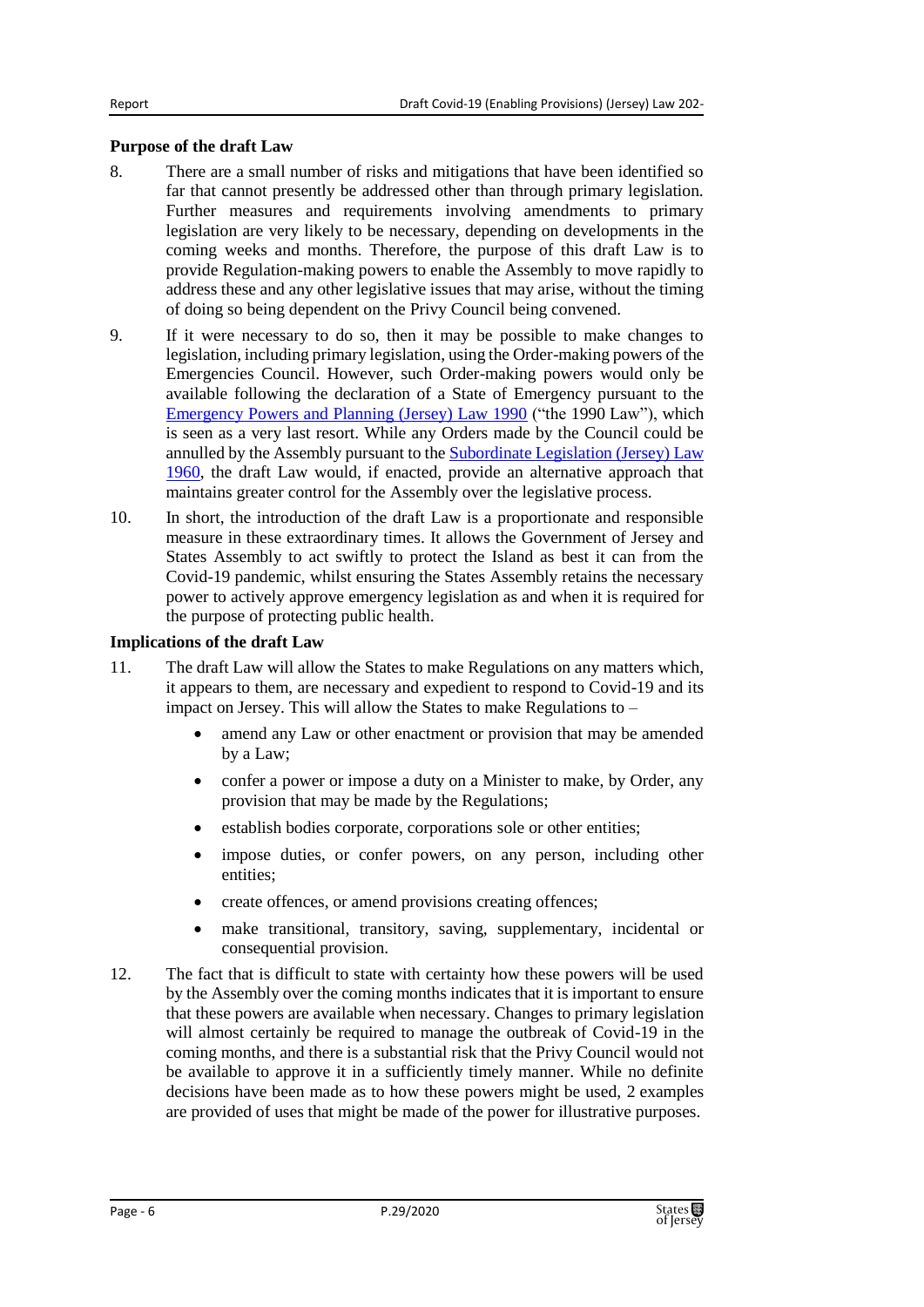**Purpose of the draft Law**

8. There are a small number of risks and mitigations that have been identified so far that cannot presently be addressed other than through primary legislation. Further measures and requirements involving amendments to primary legislation are very likely to be necessary, depending on developments in the coming weeks and months. Therefore, the purpose of this draft Law is to provide Regulation-making powers to enable the Assembly to move rapidly to address these and any other legislative issues that may arise, without the timing of doing so being dependent on the Privy Council being convened.

9. If it were necessary to do so, then it may be possible to make changes to legislation, including primary legislation, using the Order-making powers of the Emergencies Council. However, such Order-making powers would only be available following the declaration of a State of Emergency pursuant to the Emergency Powers and Planning (Jersey) Law 1990 ("the 1990 Law"), which is seen as a very last resort. While any Orders made by the Council could be annulled by the Assembly pursuant to the Subordinate Legislation (Jersey) Law 1960, the draft Law would, if enacted, provide an alternative approach that maintains greater control for the Assembly over the legislative process.

10. In short, the introduction of the draft Law is a proportionate and responsible measure in these extraordinary times. It allows the Government of Jersey and States Assembly to act swiftly to protect the Island as best it can from the Covid-19 pandemic, whilst ensuring the States Assembly retains the necessary power to actively approve emergency legislation as and when it is required for the purpose of protecting public health.

**Implications of the draft Law**

11. The draft Law will allow the States to make Regulations on any matters which, it appears to them, are necessary and expedient to respond to Covid-19 and its impact on Jersey. This will allow the States to make Regulations to –

    - amend any Law or other enactment or provision that may be amended by a Law;
    - confer a power or impose a duty on a Minister to make, by Order, any provision that may be made by the Regulations;
    - establish bodies corporate, corporations sole or other entities;
    - impose duties, or confer powers, on any person, including other entities;
    - create offences, or amend provisions creating offences;
    - make transitional, transitory, saving, supplementary, incidental or consequential provision.

12. The fact that is difficult to state with certainty how these powers will be used by the Assembly over the coming months indicates that it is important to ensure that these powers are available when necessary. Changes to primary legislation will almost certainly be required to manage the outbreak of Covid-19 in the coming months, and there is a substantial risk that the Privy Council would not be available to approve it in a sufficiently timely manner. While no definite decisions have been made as to how these powers might be used, 2 examples are provided of uses that might be made of the power for illustrative purposes.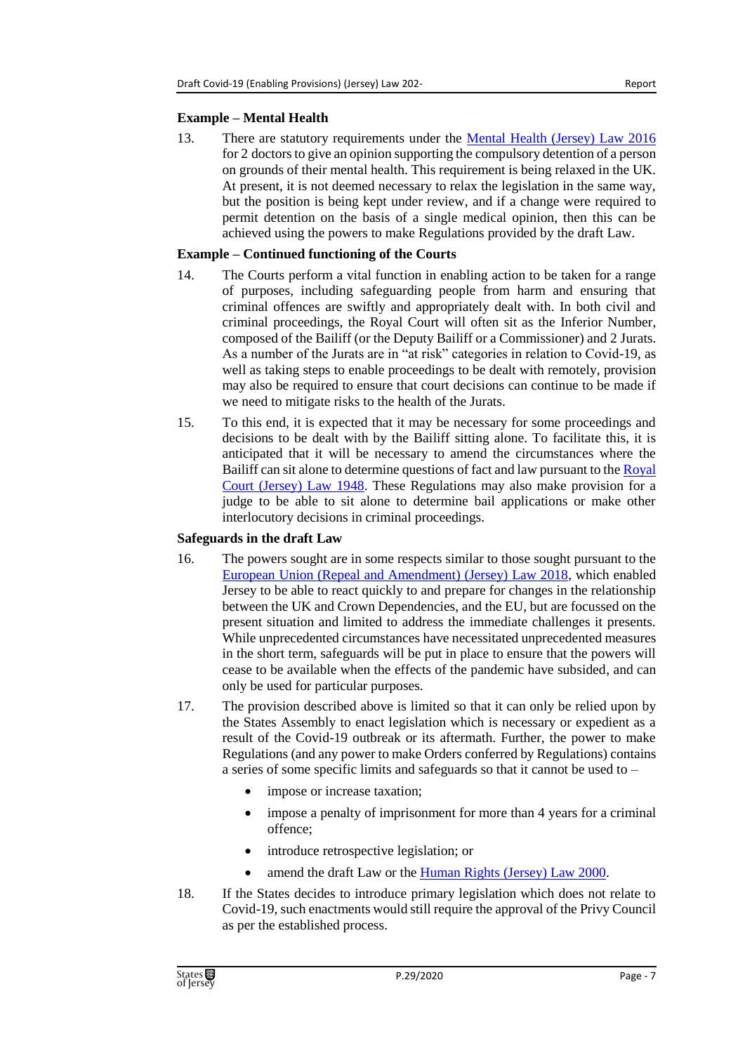**Example – Mental Health**

13. There are statutory requirements under the Mental Health (Jersey) Law 2016 for 2 doctors to give an opinion supporting the compulsory detention of a person on grounds of their mental health. This requirement is being relaxed in the UK. At present, it is not deemed necessary to relax the legislation in the same way, but the position is being kept under review, and if a change were required to permit detention on the basis of a single medical opinion, then this can be achieved using the powers to make Regulations provided by the draft Law.

**Example – Continued functioning of the Courts**

14. The Courts perform a vital function in enabling action to be taken for a range of purposes, including safeguarding people from harm and ensuring that criminal offences are swiftly and appropriately dealt with. In both civil and criminal proceedings, the Royal Court will often sit as the Inferior Number, composed of the Bailiff (or the Deputy Bailiff or a Commissioner) and 2 Jurats. As a number of the Jurats are in "at risk" categories in relation to Covid-19, as well as taking steps to enable proceedings to be dealt with remotely, provision may also be required to ensure that court decisions can continue to be made if we need to mitigate risks to the health of the Jurats.

15. To this end, it is expected that it may be necessary for some proceedings and decisions to be dealt with by the Bailiff sitting alone. To facilitate this, it is anticipated that it will be necessary to amend the circumstances where the Bailiff can sit alone to determine questions of fact and law pursuant to the Royal Court (Jersey) Law 1948. These Regulations may also make provision for a judge to be able to sit alone to determine bail applications or make other interlocutory decisions in criminal proceedings.

**Safeguards in the draft Law**

16. The powers sought are in some respects similar to those sought pursuant to the European Union (Repeal and Amendment) (Jersey) Law 2018, which enabled Jersey to be able to react quickly to and prepare for changes in the relationship between the UK and Crown Dependencies, and the EU, but are focussed on the present situation and limited to address the immediate challenges it presents. While unprecedented circumstances have necessitated unprecedented measures in the short term, safeguards will be put in place to ensure that the powers will cease to be available when the effects of the pandemic have subsided, and can only be used for particular purposes.

17. The provision described above is limited so that it can only be relied upon by the States Assembly to enact legislation which is necessary or expedient as a result of the Covid-19 outbreak or its aftermath. Further, the power to make Regulations (and any power to make Orders conferred by Regulations) contains a series of some specific limits and safeguards so that it cannot be used to –

- impose or increase taxation;
- impose a penalty of imprisonment for more than 4 years for a criminal offence;
- introduce retrospective legislation; or
- amend the draft Law or the Human Rights (Jersey) Law 2000.

18. If the States decides to introduce primary legislation which does not relate to Covid-19, such enactments would still require the approval of the Privy Council as per the established process.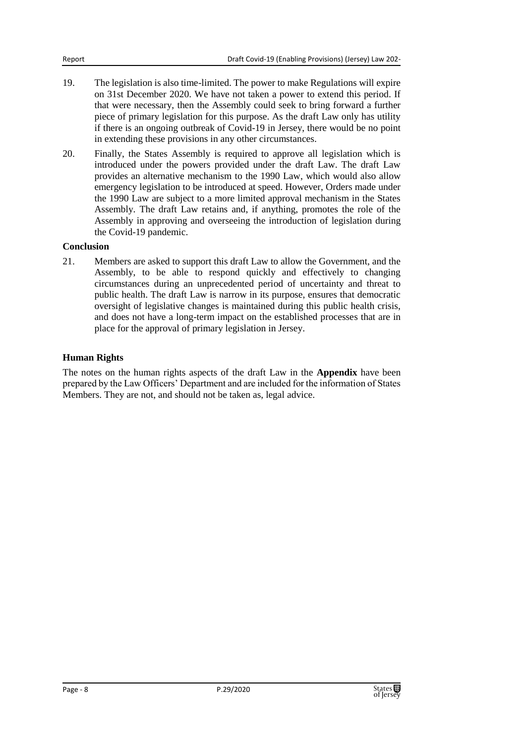19. The legislation is also time-limited. The power to make Regulations will expire on 31st December 2020. We have not taken a power to extend this period. If that were necessary, then the Assembly could seek to bring forward a further piece of primary legislation for this purpose. As the draft Law only has utility if there is an ongoing outbreak of Covid-19 in Jersey, there would be no point in extending these provisions in any other circumstances.

20. Finally, the States Assembly is required to approve all legislation which is introduced under the powers provided under the draft Law. The draft Law provides an alternative mechanism to the 1990 Law, which would also allow emergency legislation to be introduced at speed. However, Orders made under the 1990 Law are subject to a more limited approval mechanism in the States Assembly. The draft Law retains and, if anything, promotes the role of the Assembly in approving and overseeing the introduction of legislation during the Covid-19 pandemic.

**Conclusion**

21. Members are asked to support this draft Law to allow the Government, and the Assembly, to be able to respond quickly and effectively to changing circumstances during an unprecedented period of uncertainty and threat to public health. The draft Law is narrow in its purpose, ensures that democratic oversight of legislative changes is maintained during this public health crisis, and does not have a long-term impact on the established processes that are in place for the approval of primary legislation in Jersey.

**Human Rights**

The notes on the human rights aspects of the draft Law in the **Appendix** have been prepared by the Law Officers' Department and are included for the information of States Members. They are not, and should not be taken as, legal advice.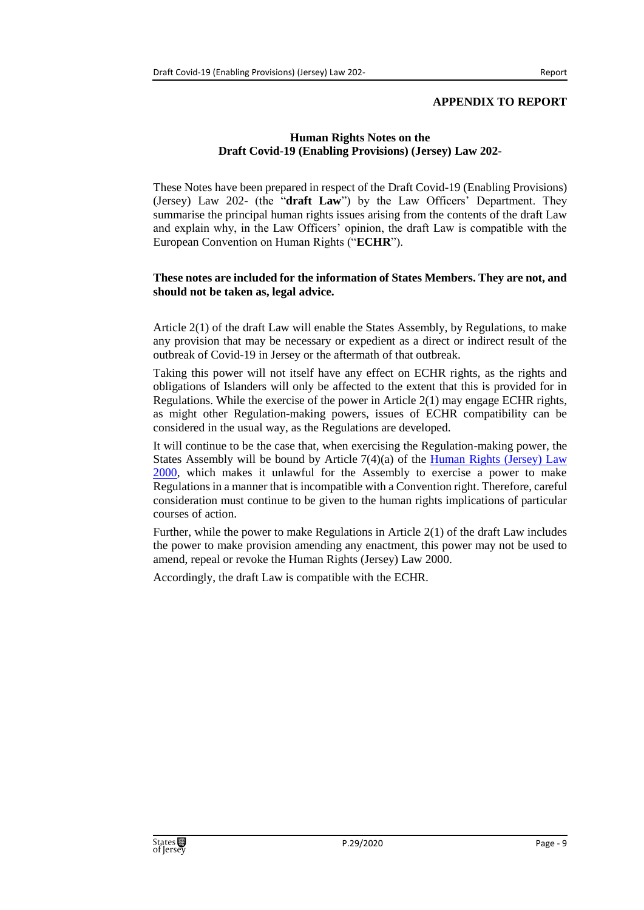**APPENDIX TO REPORT**

## Human Rights Notes on the Draft Covid-19 (Enabling Provisions) (Jersey) Law 202-

These Notes have been prepared in respect of the Draft Covid-19 (Enabling Provisions) (Jersey) Law 202- (the "**draft Law**") by the Law Officers' Department. They summarise the principal human rights issues arising from the contents of the draft Law and explain why, in the Law Officers' opinion, the draft Law is compatible with the European Convention on Human Rights ("**ECHR**").

**These notes are included for the information of States Members. They are not, and should not be taken as, legal advice.**

Article 2(1) of the draft Law will enable the States Assembly, by Regulations, to make any provision that may be necessary or expedient as a direct or indirect result of the outbreak of Covid-19 in Jersey or the aftermath of that outbreak.

Taking this power will not itself have any effect on ECHR rights, as the rights and obligations of Islanders will only be affected to the extent that this is provided for in Regulations. While the exercise of the power in Article 2(1) may engage ECHR rights, as might other Regulation-making powers, issues of ECHR compatibility can be considered in the usual way, as the Regulations are developed.

It will continue to be the case that, when exercising the Regulation-making power, the States Assembly will be bound by Article 7(4)(a) of the Human Rights (Jersey) Law 2000, which makes it unlawful for the Assembly to exercise a power to make Regulations in a manner that is incompatible with a Convention right. Therefore, careful consideration must continue to be given to the human rights implications of particular courses of action.

Further, while the power to make Regulations in Article 2(1) of the draft Law includes the power to make provision amending any enactment, this power may not be used to amend, repeal or revoke the Human Rights (Jersey) Law 2000.

Accordingly, the draft Law is compatible with the ECHR.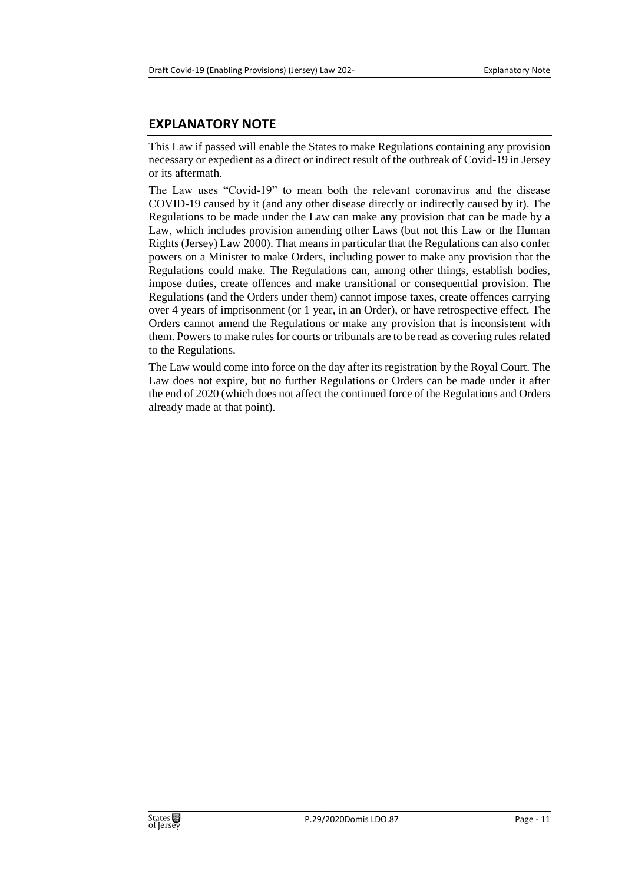## EXPLANATORY NOTE

This Law if passed will enable the States to make Regulations containing any provision necessary or expedient as a direct or indirect result of the outbreak of Covid-19 in Jersey or its aftermath.

The Law uses "Covid-19" to mean both the relevant coronavirus and the disease COVID-19 caused by it (and any other disease directly or indirectly caused by it). The Regulations to be made under the Law can make any provision that can be made by a Law, which includes provision amending other Laws (but not this Law or the Human Rights (Jersey) Law 2000). That means in particular that the Regulations can also confer powers on a Minister to make Orders, including power to make any provision that the Regulations could make. The Regulations can, among other things, establish bodies, impose duties, create offences and make transitional or consequential provision. The Regulations (and the Orders under them) cannot impose taxes, create offences carrying over 4 years of imprisonment (or 1 year, in an Order), or have retrospective effect. The Orders cannot amend the Regulations or make any provision that is inconsistent with them. Powers to make rules for courts or tribunals are to be read as covering rules related to the Regulations.

The Law would come into force on the day after its registration by the Royal Court. The Law does not expire, but no further Regulations or Orders can be made under it after the end of 2020 (which does not affect the continued force of the Regulations and Orders already made at that point).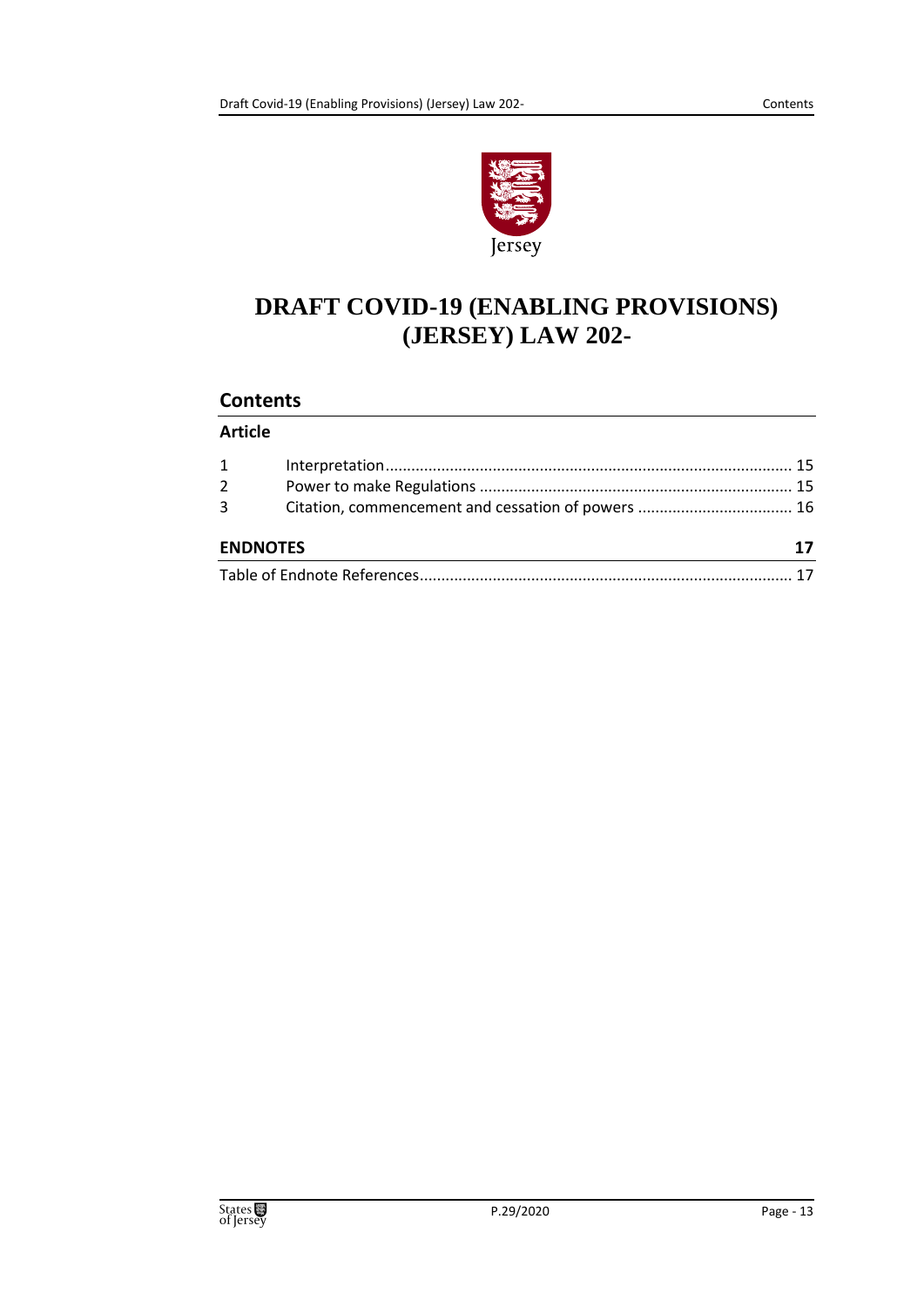# DRAFT COVID-19 (ENABLING PROVISIONS) (JERSEY) LAW 202-

## Contents

### Article

| | | |
|---|---|---|
| 1 | Interpretation | 15 |
| 2 | Power to make Regulations | 15 |
| 3 | Citation, commencement and cessation of powers | 16 |

### ENDNOTES 17

Table of Endnote References ........ 17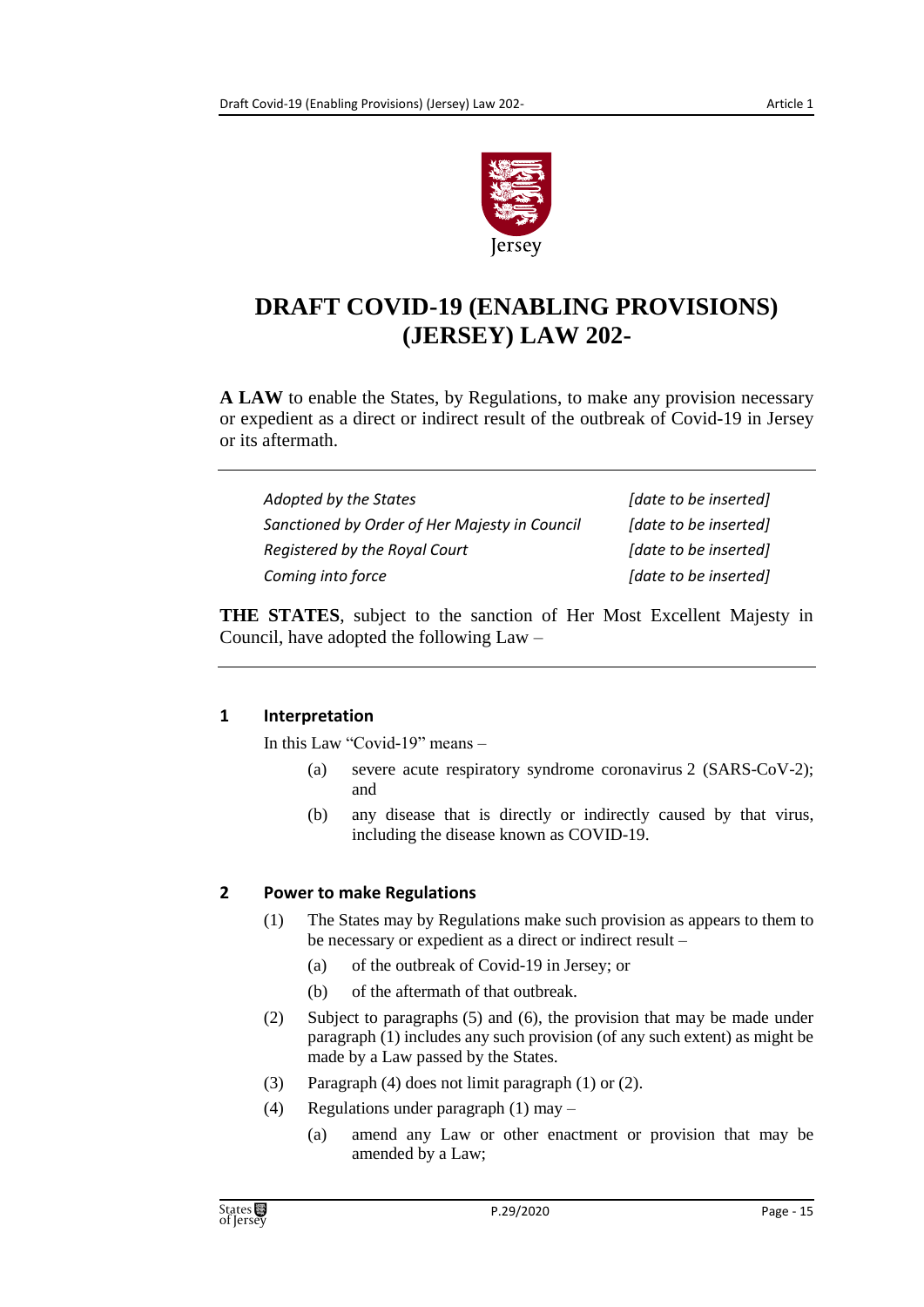# DRAFT COVID-19 (ENABLING PROVISIONS) (JERSEY) LAW 202-

**A LAW** to enable the States, by Regulations, to make any provision necessary or expedient as a direct or indirect result of the outbreak of Covid-19 in Jersey or its aftermath.

| | |
|---|---|
| *Adopted by the States* | *[date to be inserted]* |
| *Sanctioned by Order of Her Majesty in Council* | *[date to be inserted]* |
| *Registered by the Royal Court* | *[date to be inserted]* |
| *Coming into force* | *[date to be inserted]* |

**THE STATES**, subject to the sanction of Her Most Excellent Majesty in Council, have adopted the following Law –

## 1 Interpretation

In this Law "Covid-19" means –

(a) severe acute respiratory syndrome coronavirus 2 (SARS-CoV-2); and

(b) any disease that is directly or indirectly caused by that virus, including the disease known as COVID-19.

## 2 Power to make Regulations

(1) The States may by Regulations make such provision as appears to them to be necessary or expedient as a direct or indirect result –

(a) of the outbreak of Covid-19 in Jersey; or

(b) of the aftermath of that outbreak.

(2) Subject to paragraphs (5) and (6), the provision that may be made under paragraph (1) includes any such provision (of any such extent) as might be made by a Law passed by the States.

(3) Paragraph (4) does not limit paragraph (1) or (2).

(4) Regulations under paragraph (1) may –

(a) amend any Law or other enactment or provision that may be amended by a Law;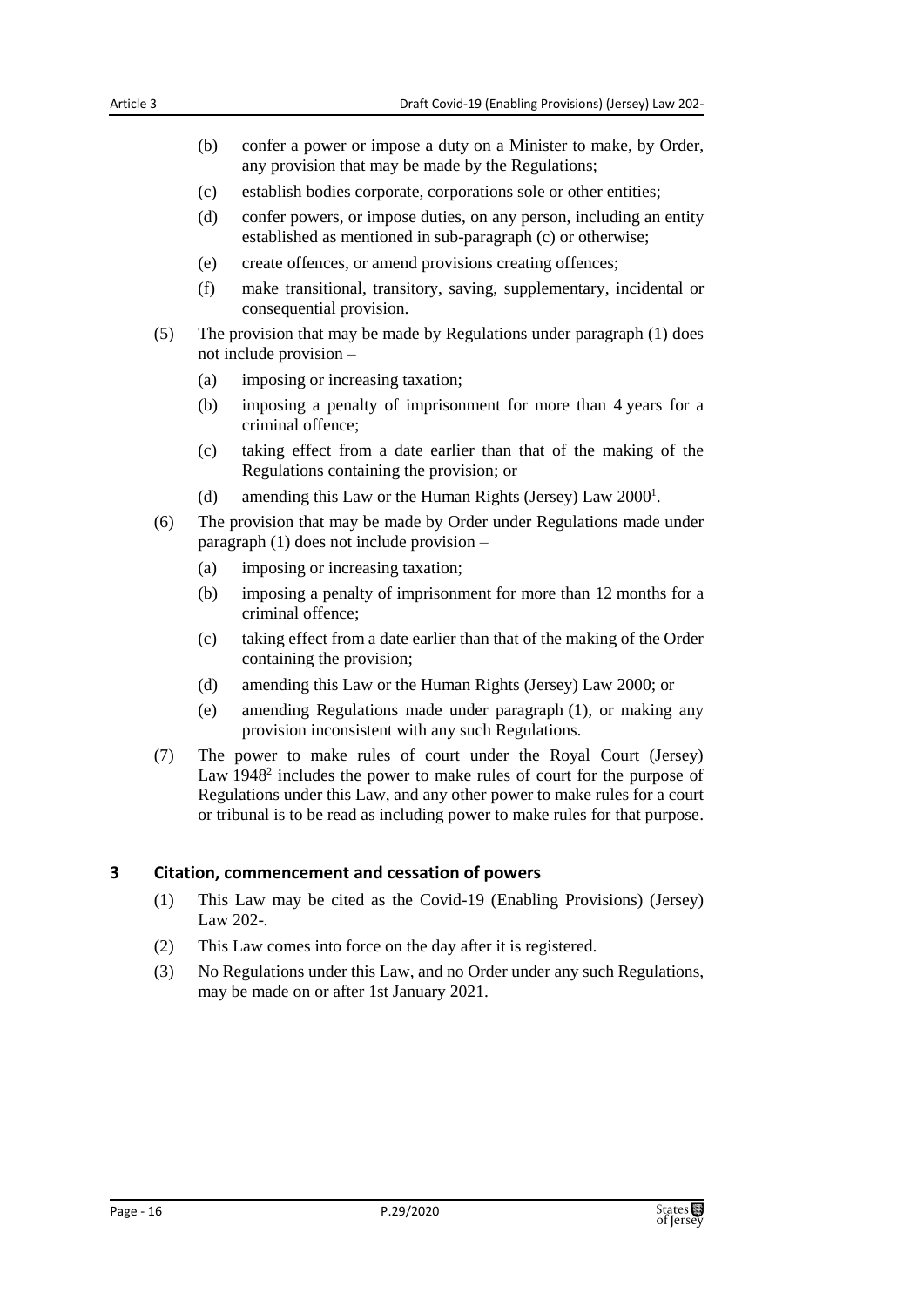(b) confer a power or impose a duty on a Minister to make, by Order, any provision that may be made by the Regulations;

(c) establish bodies corporate, corporations sole or other entities;

(d) confer powers, or impose duties, on any person, including an entity established as mentioned in sub-paragraph (c) or otherwise;

(e) create offences, or amend provisions creating offences;

(f) make transitional, transitory, saving, supplementary, incidental or consequential provision.

(5) The provision that may be made by Regulations under paragraph (1) does not include provision –

(a) imposing or increasing taxation;

(b) imposing a penalty of imprisonment for more than 4 years for a criminal offence;

(c) taking effect from a date earlier than that of the making of the Regulations containing the provision; or

(d) amending this Law or the Human Rights (Jersey) Law 2000[1].

(6) The provision that may be made by Order under Regulations made under paragraph (1) does not include provision –

(a) imposing or increasing taxation;

(b) imposing a penalty of imprisonment for more than 12 months for a criminal offence;

(c) taking effect from a date earlier than that of the making of the Order containing the provision;

(d) amending this Law or the Human Rights (Jersey) Law 2000; or

(e) amending Regulations made under paragraph (1), or making any provision inconsistent with any such Regulations.

(7) The power to make rules of court under the Royal Court (Jersey) Law 1948[2] includes the power to make rules of court for the purpose of Regulations under this Law, and any other power to make rules for a court or tribunal is to be read as including power to make rules for that purpose.

## 3 Citation, commencement and cessation of powers

(1) This Law may be cited as the Covid-19 (Enabling Provisions) (Jersey) Law 202-.

(2) This Law comes into force on the day after it is registered.

(3) No Regulations under this Law, and no Order under any such Regulations, may be made on or after 1st January 2021.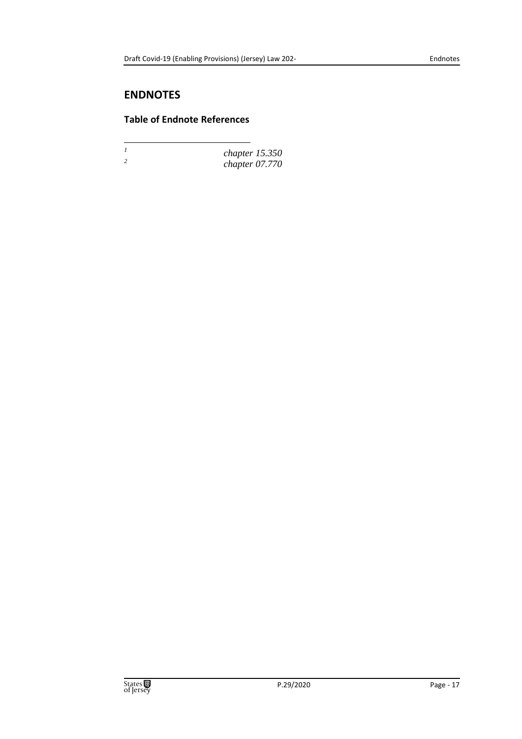# ENDNOTES

## Table of Endnote References

[1] *chapter 15.350*

[2] *chapter 07.770*